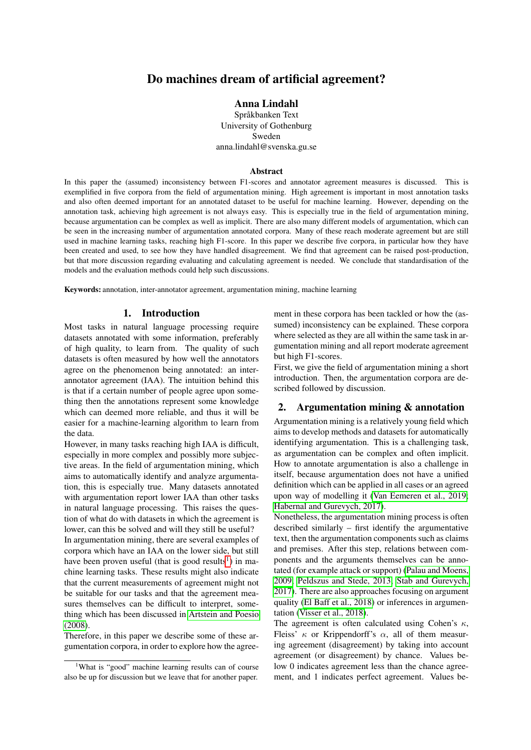# Do machines dream of artificial agreement?

**Anna Lindahl**

Språkbanken Text
University of Gothenburg
Sweden
anna.lindahl@svenska.gu.se

### Abstract

In this paper the (assumed) inconsistency between F1-scores and annotator agreement measures is discussed. This is exemplified in five corpora from the field of argumentation mining. High agreement is important in most annotation tasks and also often deemed important for an annotated dataset to be useful for machine learning. However, depending on the annotation task, achieving high agreement is not always easy. This is especially true in the field of argumentation mining, because argumentation can be complex as well as implicit. There are also many different models of argumentation, which can be seen in the increasing number of argumentation annotated corpora. Many of these reach moderate agreement but are still used in machine learning tasks, reaching high F1-score. In this paper we describe five corpora, in particular how they have been created and used, to see how they have handled disagreement. We find that agreement can be raised post-production, but that more discussion regarding evaluating and calculating agreement is needed. We conclude that standardisation of the models and the evaluation methods could help such discussions.

**Keywords:** annotation, inter-annotator agreement, argumentation mining, machine learning

## 1. Introduction

Most tasks in natural language processing require datasets annotated with some information, preferably of high quality, to learn from. The quality of such datasets is often measured by how well the annotators agree on the phenomenon being annotated: an inter-annotator agreement (IAA). The intuition behind this is that if a certain number of people agree upon something then the annotations represent some knowledge which can deemed more reliable, and thus it will be easier for a machine-learning algorithm to learn from the data.

However, in many tasks reaching high IAA is difficult, especially in more complex and possibly more subjective areas. In the field of argumentation mining, which aims to automatically identify and analyze argumentation, this is especially true. Many datasets annotated with argumentation report lower IAA than other tasks in natural language processing. This raises the question of what do with datasets in which the agreement is lower, can this be solved and will they still be useful?

In argumentation mining, there are several examples of corpora which have an IAA on the lower side, but still have been proven useful (that is good results[1]) in machine learning tasks. These results might also indicate that the current measurements of agreement might not be suitable for our tasks and that the agreement measures themselves can be difficult to interpret, something which has been discussed in Artstein and Poesio (2008).

Therefore, in this paper we describe some of these argumentation corpora, in order to explore how the agreement in these corpora has been tackled or how the (assumed) inconsistency can be explained. These corpora where selected as they are all within the same task in argumentation mining and all report moderate agreement but high F1-scores.

First, we give the field of argumentation mining a short introduction. Then, the argumentation corpora are described followed by discussion.

[1] What is "good" machine learning results can of course also be up for discussion but we leave that for another paper.

## 2. Argumentation mining & annotation

Argumentation mining is a relatively young field which aims to develop methods and datasets for automatically identifying argumentation. This is a challenging task, as argumentation can be complex and often implicit. How to annotate argumentation is also a challenge in itself, because argumentation does not have a unified definition which can be applied in all cases or an agreed upon way of modelling it (Van Eemeren et al., 2019; Habernal and Gurevych, 2017).

Nonetheless, the argumentation mining process is often described similarly – first identify the argumentative text, then the argumentation components such as claims and premises. After this step, relations between components and the arguments themselves can be annotated (for example attack or support) (Palau and Moens, 2009; Peldszus and Stede, 2013; Stab and Gurevych, 2017). There are also approaches focusing on argument quality (El Baff et al., 2018) or inferences in argumentation (Visser et al., 2018).

The agreement is often calculated using Cohen's $\kappa$, Fleiss' $\kappa$ or Krippendorff's $\alpha$, all of them measuring agreement (disagreement) by taking into account agreement (or disagreement) by chance. Values below 0 indicates agreement less than the chance agreement, and 1 indicates perfect agreement. Values be-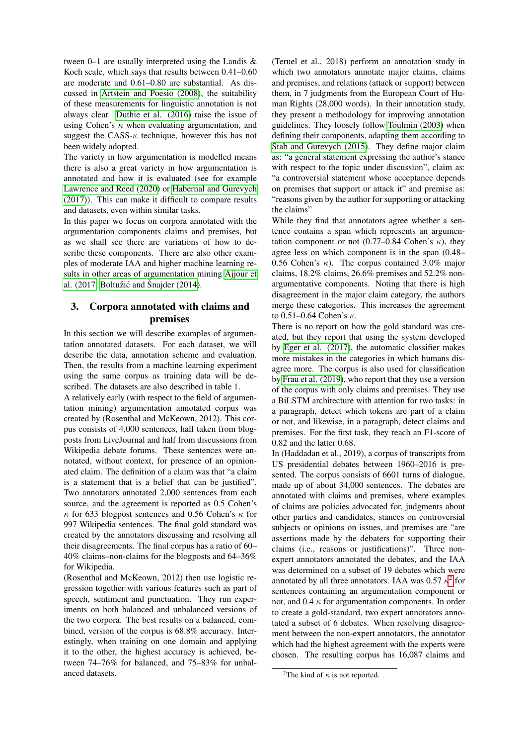tween 0–1 are usually interpreted using the Landis & Koch scale, which says that results between 0.41–0.60 are moderate and 0.61–0.80 are substantial. As discussed in Artstein and Poesio (2008), the suitability of these measurements for linguistic annotation is not always clear. Duthie et al. (2016) raise the issue of using Cohen's $\kappa$ when evaluating argumentation, and suggest the CASS-$\kappa$ technique, however this has not been widely adopted.

The variety in how argumentation is modelled means there is also a great variety in how argumentation is annotated and how it is evaluated (see for example Lawrence and Reed (2020) or Habernal and Gurevych (2017)). This can make it difficult to compare results and datasets, even within similar tasks.

In this paper we focus on corpora annotated with the argumentation components claims and premises, but as we shall see there are variations of how to describe these components. There are also other examples of moderate IAA and higher machine learning results in other areas of argumentation mining Ajjour et al. (2017; Boltužić and Šnajder (2014).

## 3. Corpora annotated with claims and premises

In this section we will describe examples of argumentation annotated datasets. For each dataset, we will describe the data, annotation scheme and evaluation. Then, the results from a machine learning experiment using the same corpus as training data will be described. The datasets are also described in table 1.

A relatively early (with respect to the field of argumentation mining) argumentation annotated corpus was created by (Rosenthal and McKeown, 2012). This corpus consists of 4,000 sentences, half taken from blogposts from LiveJournal and half from discussions from Wikipedia debate forums. These sentences were annotated, without context, for presence of an opinionated claim. The definition of a claim was that "a claim is a statement that is a belief that can be justified". Two annotators annotated 2,000 sentences from each source, and the agreement is reported as 0.5 Cohen's $\kappa$ for 633 blogpost sentences and 0.56 Cohen's $\kappa$ for 997 Wikipedia sentences. The final gold standard was created by the annotators discussing and resolving all their disagreements. The final corpus has a ratio of 60–40% claims–non-claims for the blogposts and 64–36% for Wikipedia.

(Rosenthal and McKeown, 2012) then use logistic regression together with various features such as part of speech, sentiment and punctuation. They run experiments on both balanced and unbalanced versions of the two corpora. The best results on a balanced, combined, version of the corpus is 68.8% accuracy. Interestingly, when training on one domain and applying it to the other, the highest accuracy is achieved, between 74–76% for balanced, and 75–83% for unbalanced datasets.

(Teruel et al., 2018) perform an annotation study in which two annotators annotate major claims, claims and premises, and relations (attack or support) between them, in 7 judgments from the European Court of Human Rights (28,000 words). In their annotation study, they present a methodology for improving annotation guidelines. They loosely follow Toulmin (2003) when defining their components, adapting them according to Stab and Gurevych (2015). They define major claim as: "a general statement expressing the author's stance with respect to the topic under discussion", claim as: "a controversial statement whose acceptance depends on premises that support or attack it" and premise as: "reasons given by the author for supporting or attacking the claims"

While they find that annotators agree whether a sentence contains a span which represents an argumentation component or not (0.77–0.84 Cohen's $\kappa$), they agree less on which component is in the span (0.48–0.56 Cohen's $\kappa$). The corpus contained 3.0% major claims, 18.2% claims, 26.6% premises and 52.2% non-argumentative components. Noting that there is high disagreement in the major claim category, the authors merge these categories. This increases the agreement to 0.51–0.64 Cohen's $\kappa$.

There is no report on how the gold standard was created, but they report that using the system developed by Eger et al. (2017), the automatic classifier makes more mistakes in the categories in which humans disagree more. The corpus is also used for classification by Frau et al. (2019), who report that they use a version of the corpus with only claims and premises. They use a BiLSTM architecture with attention for two tasks: in a paragraph, detect which tokens are part of a claim or not, and likewise, in a paragraph, detect claims and premises. For the first task, they reach an F1-score of 0.82 and the latter 0.68.

In (Haddadan et al., 2019), a corpus of transcripts from US presidential debates between 1960–2016 is presented. The corpus consists of 6601 turns of dialogue, made up of about 34,000 sentences. The debates are annotated with claims and premises, where examples of claims are policies advocated for, judgments about other parties and candidates, stances on controversial subjects or opinions on issues, and premises are "are assertions made by the debaters for supporting their claims (i.e., reasons or justifications)". Three non-expert annotators annotated the debates, and the IAA was determined on a subset of 19 debates which were annotated by all three annotators. IAA was 0.57 $\kappa$[2] for sentences containing an argumentation component or not, and 0.4 $\kappa$ for argumentation components. In order to create a gold-standard, two expert annotators annotated a subset of 6 debates. When resolving disagreement between the non-expert annotators, the annotator which had the highest agreement with the experts were chosen. The resulting corpus has 16,087 claims and

[2]The kind of $\kappa$ is not reported.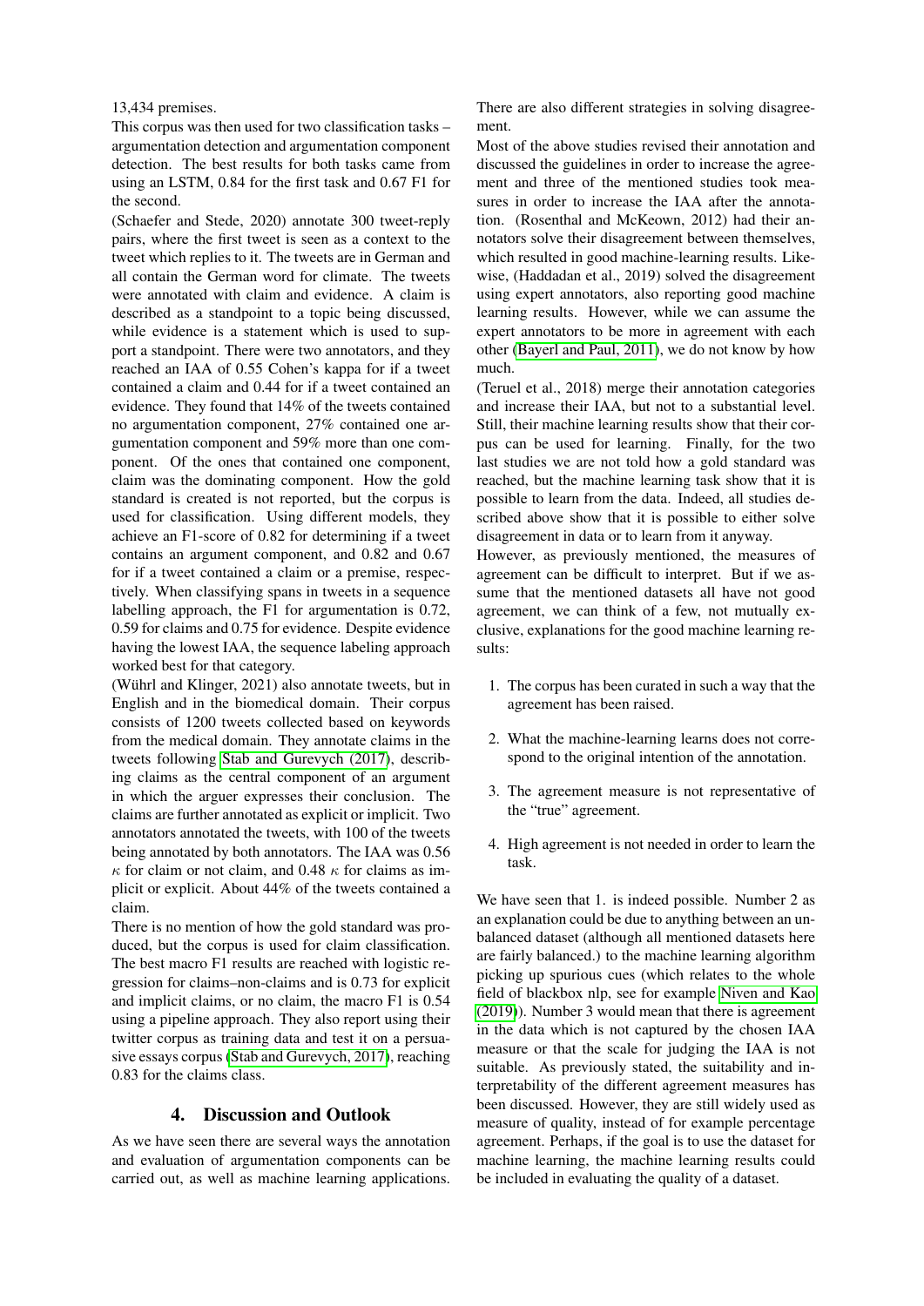13,434 premises.

This corpus was then used for two classification tasks – argumentation detection and argumentation component detection. The best results for both tasks came from using an LSTM, 0.84 for the first task and 0.67 F1 for the second.

(Schaefer and Stede, 2020) annotate 300 tweet-reply pairs, where the first tweet is seen as a context to the tweet which replies to it. The tweets are in German and all contain the German word for climate. The tweets were annotated with claim and evidence. A claim is described as a standpoint to a topic being discussed, while evidence is a statement which is used to support a standpoint. There were two annotators, and they reached an IAA of 0.55 Cohen's kappa for if a tweet contained a claim and 0.44 for if a tweet contained an evidence. They found that 14% of the tweets contained no argumentation component, 27% contained one argumentation component and 59% more than one component. Of the ones that contained one component, claim was the dominating component. How the gold standard is created is not reported, but the corpus is used for classification. Using different models, they achieve an F1-score of 0.82 for determining if a tweet contains an argument component, and 0.82 and 0.67 for if a tweet contained a claim or a premise, respectively. When classifying spans in tweets in a sequence labelling approach, the F1 for argumentation is 0.72, 0.59 for claims and 0.75 for evidence. Despite evidence having the lowest IAA, the sequence labeling approach worked best for that category.

(Wührl and Klinger, 2021) also annotate tweets, but in English and in the biomedical domain. Their corpus consists of 1200 tweets collected based on keywords from the medical domain. They annotate claims in the tweets following Stab and Gurevych (2017), describing claims as the central component of an argument in which the arguer expresses their conclusion. The claims are further annotated as explicit or implicit. Two annotators annotated the tweets, with 100 of the tweets being annotated by both annotators. The IAA was 0.56 $\kappa$ for claim or not claim, and 0.48 $\kappa$ for claims as implicit or explicit. About 44% of the tweets contained a claim.

There is no mention of how the gold standard was produced, but the corpus is used for claim classification. The best macro F1 results are reached with logistic regression for claims–non-claims and is 0.73 for explicit and implicit claims, or no claim, the macro F1 is 0.54 using a pipeline approach. They also report using their twitter corpus as training data and test it on a persuasive essays corpus (Stab and Gurevych, 2017), reaching 0.83 for the claims class.

## 4. Discussion and Outlook

As we have seen there are several ways the annotation and evaluation of argumentation components can be carried out, as well as machine learning applications. There are also different strategies in solving disagreement.

Most of the above studies revised their annotation and discussed the guidelines in order to increase the agreement and three of the mentioned studies took measures in order to increase the IAA after the annotation. (Rosenthal and McKeown, 2012) had their annotators solve their disagreement between themselves, which resulted in good machine-learning results. Likewise, (Haddadan et al., 2019) solved the disagreement using expert annotators, also reporting good machine learning results. However, while we can assume the expert annotators to be more in agreement with each other (Bayerl and Paul, 2011), we do not know by how much.

(Teruel et al., 2018) merge their annotation categories and increase their IAA, but not to a substantial level. Still, their machine learning results show that their corpus can be used for learning. Finally, for the two last studies we are not told how a gold standard was reached, but the machine learning task show that it is possible to learn from the data. Indeed, all studies described above show that it is possible to either solve disagreement in data or to learn from it anyway.

However, as previously mentioned, the measures of agreement can be difficult to interpret. But if we assume that the mentioned datasets all have not good agreement, we can think of a few, not mutually exclusive, explanations for the good machine learning results:

1. The corpus has been curated in such a way that the agreement has been raised.
2. What the machine-learning learns does not correspond to the original intention of the annotation.
3. The agreement measure is not representative of the "true" agreement.
4. High agreement is not needed in order to learn the task.

We have seen that 1. is indeed possible. Number 2 as an explanation could be due to anything between an unbalanced dataset (although all mentioned datasets here are fairly balanced.) to the machine learning algorithm picking up spurious cues (which relates to the whole field of blackbox nlp, see for example Niven and Kao (2019)). Number 3 would mean that there is agreement in the data which is not captured by the chosen IAA measure or that the scale for judging the IAA is not suitable. As previously stated, the suitability and interpretability of the different agreement measures has been discussed. However, they are still widely used as measure of quality, instead of for example percentage agreement. Perhaps, if the goal is to use the dataset for machine learning, the machine learning results could be included in evaluating the quality of a dataset.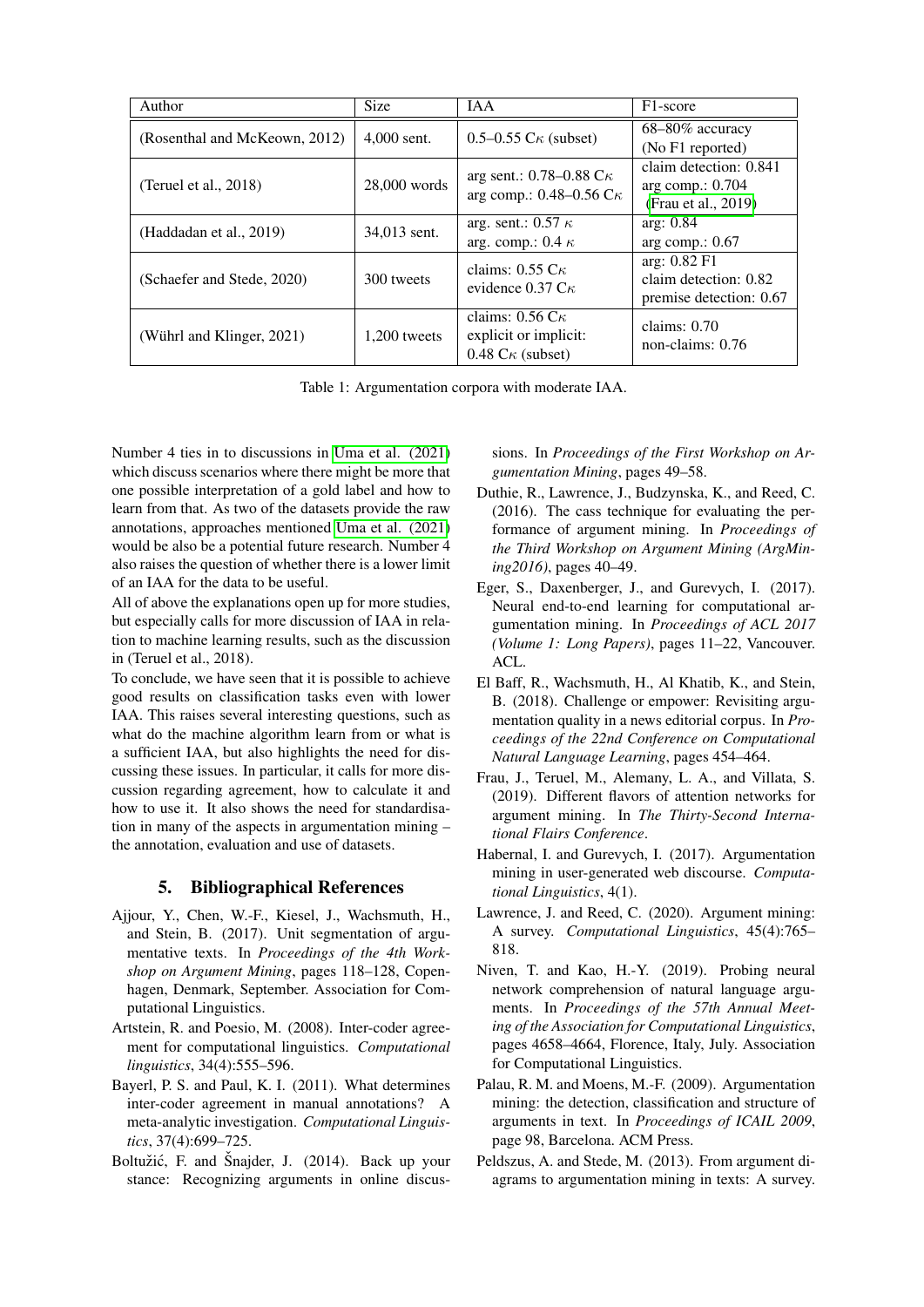| Author | Size | IAA | F1-score |
|---|---|---|---|
| (Rosenthal and McKeown, 2012) | 4,000 sent. | 0.5–0.55 C$\kappa$ (subset) | 68–80% accuracy (No F1 reported) |
| (Teruel et al., 2018) | 28,000 words | arg sent.: 0.78–0.88 C$\kappa$ arg comp.: 0.48–0.56 C$\kappa$ | claim detection: 0.841 arg comp.: 0.704 (Frau et al., 2019) |
| (Haddadan et al., 2019) | 34,013 sent. | arg. sent.: 0.57 $\kappa$ arg. comp.: 0.4 $\kappa$ | arg: 0.84 arg comp.: 0.67 |
| (Schaefer and Stede, 2020) | 300 tweets | claims: 0.55 C$\kappa$ evidence 0.37 C$\kappa$ | arg: 0.82 F1 claim detection: 0.82 premise detection: 0.67 |
| (Wührl and Klinger, 2021) | 1,200 tweets | claims: 0.56 C$\kappa$ explicit or implicit: 0.48 C$\kappa$ (subset) | claims: 0.70 non-claims: 0.76 |

Table 1: Argumentation corpora with moderate IAA.

Number 4 ties in to discussions in Uma et al. (2021) which discuss scenarios where there might be more that one possible interpretation of a gold label and how to learn from that. As two of the datasets provide the raw annotations, approaches mentioned Uma et al. (2021) would be also be a potential future research. Number 4 also raises the question of whether there is a lower limit of an IAA for the data to be useful.

All of above the explanations open up for more studies, but especially calls for more discussion of IAA in relation to machine learning results, such as the discussion in (Teruel et al., 2018).

To conclude, we have seen that it is possible to achieve good results on classification tasks even with lower IAA. This raises several interesting questions, such as what do the machine algorithm learn from or what is a sufficient IAA, but also highlights the need for discussing these issues. In particular, it calls for more discussion regarding agreement, how to calculate it and how to use it. It also shows the need for standardisation in many of the aspects in argumentation mining – the annotation, evaluation and use of datasets.

## 5. Bibliographical References

Ajjour, Y., Chen, W.-F., Kiesel, J., Wachsmuth, H., and Stein, B. (2017). Unit segmentation of argumentative texts. In *Proceedings of the 4th Workshop on Argument Mining*, pages 118–128, Copenhagen, Denmark, September. Association for Computational Linguistics.

Artstein, R. and Poesio, M. (2008). Inter-coder agreement for computational linguistics. *Computational linguistics*, 34(4):555–596.

Bayerl, P. S. and Paul, K. I. (2011). What determines inter-coder agreement in manual annotations? A meta-analytic investigation. *Computational Linguistics*, 37(4):699–725.

Boltužić, F. and Šnajder, J. (2014). Back up your stance: Recognizing arguments in online discussions. In *Proceedings of the First Workshop on Argumentation Mining*, pages 49–58.

Duthie, R., Lawrence, J., Budzynska, K., and Reed, C. (2016). The cass technique for evaluating the performance of argument mining. In *Proceedings of the Third Workshop on Argument Mining (ArgMining2016)*, pages 40–49.

Eger, S., Daxenberger, J., and Gurevych, I. (2017). Neural end-to-end learning for computational argumentation mining. In *Proceedings of ACL 2017 (Volume 1: Long Papers)*, pages 11–22, Vancouver. ACL.

El Baff, R., Wachsmuth, H., Al Khatib, K., and Stein, B. (2018). Challenge or empower: Revisiting argumentation quality in a news editorial corpus. In *Proceedings of the 22nd Conference on Computational Natural Language Learning*, pages 454–464.

Frau, J., Teruel, M., Alemany, L. A., and Villata, S. (2019). Different flavors of attention networks for argument mining. In *The Thirty-Second International Flairs Conference*.

Habernal, I. and Gurevych, I. (2017). Argumentation mining in user-generated web discourse. *Computational Linguistics*, 4(1).

Lawrence, J. and Reed, C. (2020). Argument mining: A survey. *Computational Linguistics*, 45(4):765–818.

Niven, T. and Kao, H.-Y. (2019). Probing neural network comprehension of natural language arguments. In *Proceedings of the 57th Annual Meeting of the Association for Computational Linguistics*, pages 4658–4664, Florence, Italy, July. Association for Computational Linguistics.

Palau, R. M. and Moens, M.-F. (2009). Argumentation mining: the detection, classification and structure of arguments in text. In *Proceedings of ICAIL 2009*, page 98, Barcelona. ACM Press.

Peldszus, A. and Stede, M. (2013). From argument diagrams to argumentation mining in texts: A survey.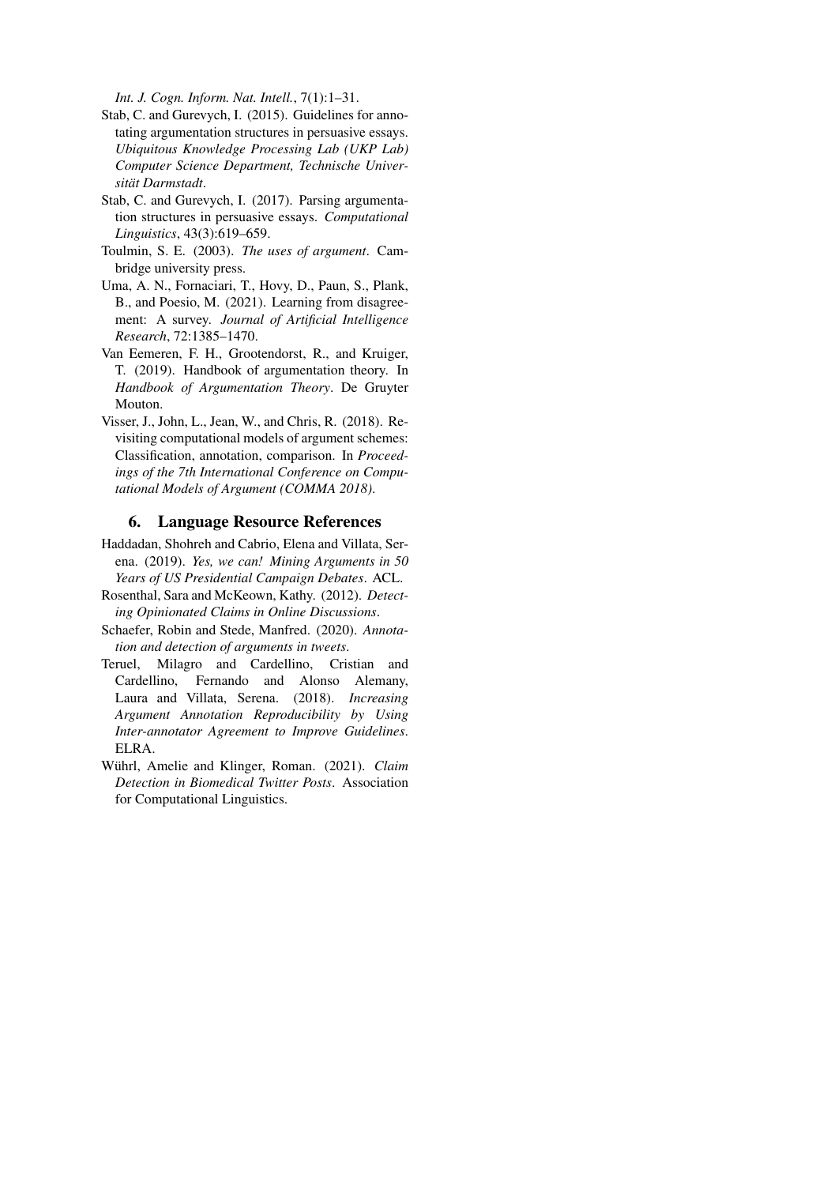*Int. J. Cogn. Inform. Nat. Intell.*, 7(1):1–31.

Stab, C. and Gurevych, I. (2015). Guidelines for annotating argumentation structures in persuasive essays. *Ubiquitous Knowledge Processing Lab (UKP Lab) Computer Science Department, Technische Universität Darmstadt*.

Stab, C. and Gurevych, I. (2017). Parsing argumentation structures in persuasive essays. *Computational Linguistics*, 43(3):619–659.

Toulmin, S. E. (2003). *The uses of argument*. Cambridge university press.

Uma, A. N., Fornaciari, T., Hovy, D., Paun, S., Plank, B., and Poesio, M. (2021). Learning from disagreement: A survey. *Journal of Artificial Intelligence Research*, 72:1385–1470.

Van Eemeren, F. H., Grootendorst, R., and Kruiger, T. (2019). Handbook of argumentation theory. In *Handbook of Argumentation Theory*. De Gruyter Mouton.

Visser, J., John, L., Jean, W., and Chris, R. (2018). Revisiting computational models of argument schemes: Classification, annotation, comparison. In *Proceedings of the 7th International Conference on Computational Models of Argument (COMMA 2018)*.

## 6. Language Resource References

Haddadan, Shohreh and Cabrio, Elena and Villata, Serena. (2019). *Yes, we can! Mining Arguments in 50 Years of US Presidential Campaign Debates*. ACL.

Rosenthal, Sara and McKeown, Kathy. (2012). *Detecting Opinionated Claims in Online Discussions*.

Schaefer, Robin and Stede, Manfred. (2020). *Annotation and detection of arguments in tweets*.

Teruel, Milagro and Cardellino, Cristian and Cardellino, Fernando and Alonso Alemany, Laura and Villata, Serena. (2018). *Increasing Argument Annotation Reproducibility by Using Inter-annotator Agreement to Improve Guidelines*. ELRA.

Wührl, Amelie and Klinger, Roman. (2021). *Claim Detection in Biomedical Twitter Posts*. Association for Computational Linguistics.